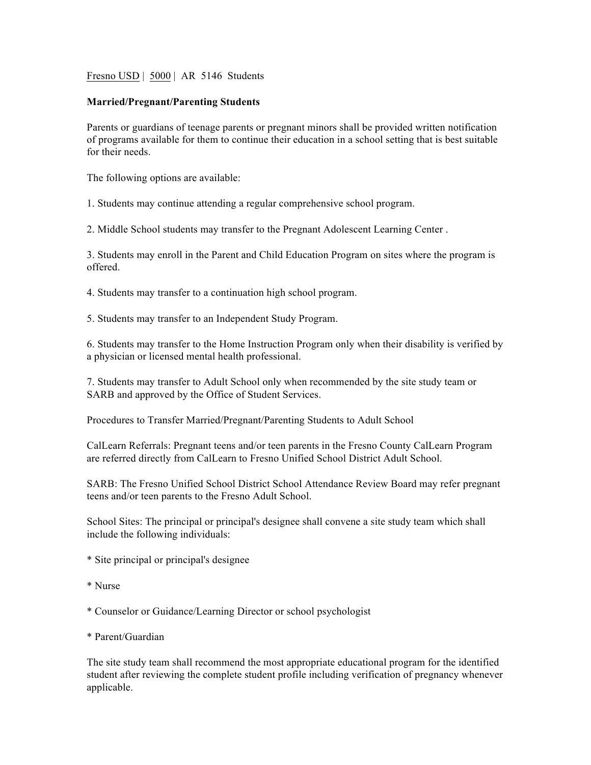Fresno USD | 5000 | AR 5146 Students

**Married/Pregnant/Parenting Students**

Parents or guardians of teenage parents or pregnant minors shall be provided written notification of programs available for them to continue their education in a school setting that is best suitable for their needs.

The following options are available:

1. Students may continue attending a regular comprehensive school program.

2. Middle School students may transfer to the Pregnant Adolescent Learning Center .

3. Students may enroll in the Parent and Child Education Program on sites where the program is offered.

4. Students may transfer to a continuation high school program.

5. Students may transfer to an Independent Study Program.

6. Students may transfer to the Home Instruction Program only when their disability is verified by a physician or licensed mental health professional.

7. Students may transfer to Adult School only when recommended by the site study team or SARB and approved by the Office of Student Services.

Procedures to Transfer Married/Pregnant/Parenting Students to Adult School

CalLearn Referrals: Pregnant teens and/or teen parents in the Fresno County CalLearn Program are referred directly from CalLearn to Fresno Unified School District Adult School.

SARB: The Fresno Unified School District School Attendance Review Board may refer pregnant teens and/or teen parents to the Fresno Adult School.

School Sites: The principal or principal's designee shall convene a site study team which shall include the following individuals:

* Site principal or principal's designee

* Nurse

* Counselor or Guidance/Learning Director or school psychologist

* Parent/Guardian

The site study team shall recommend the most appropriate educational program for the identified student after reviewing the complete student profile including verification of pregnancy whenever applicable.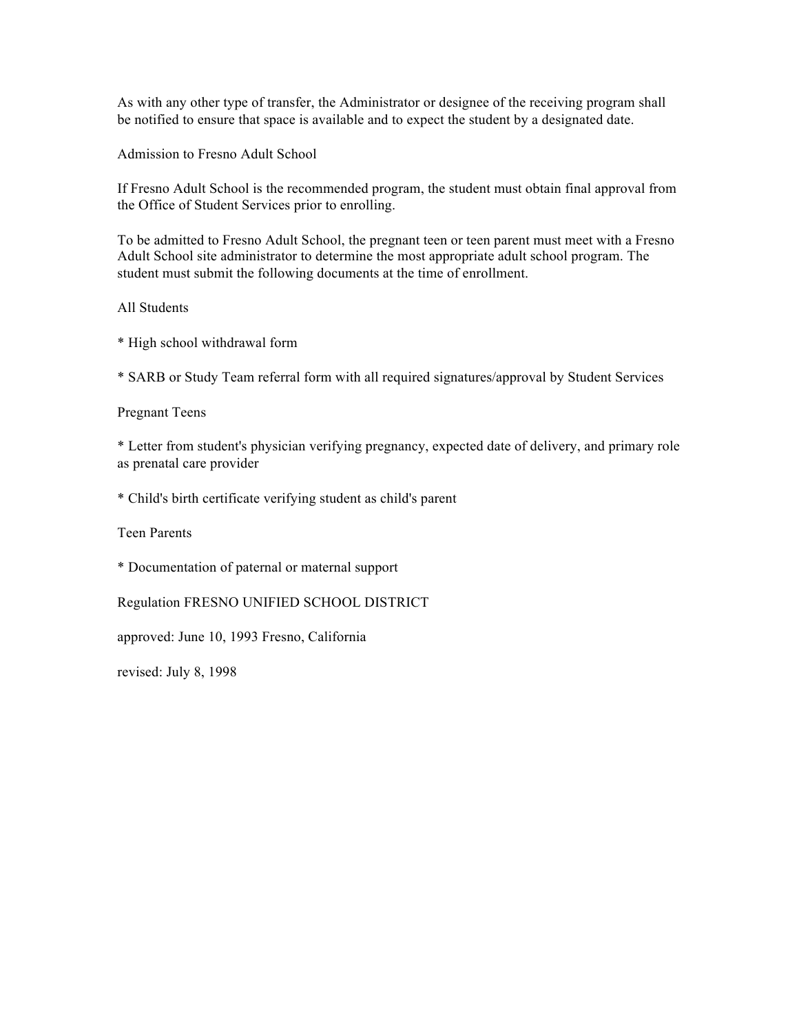As with any other type of transfer, the Administrator or designee of the receiving program shall be notified to ensure that space is available and to expect the student by a designated date.

## Admission to Fresno Adult School

If Fresno Adult School is the recommended program, the student must obtain final approval from the Office of Student Services prior to enrolling.

To be admitted to Fresno Adult School, the pregnant teen or teen parent must meet with a Fresno Adult School site administrator to determine the most appropriate adult school program. The student must submit the following documents at the time of enrollment.

### All Students

* High school withdrawal form

* SARB or Study Team referral form with all required signatures/approval by Student Services

### Pregnant Teens

* Letter from student's physician verifying pregnancy, expected date of delivery, and primary role as prenatal care provider

* Child's birth certificate verifying student as child's parent

### Teen Parents

* Documentation of paternal or maternal support

Regulation FRESNO UNIFIED SCHOOL DISTRICT

approved: June 10, 1993 Fresno, California

revised: July 8, 1998